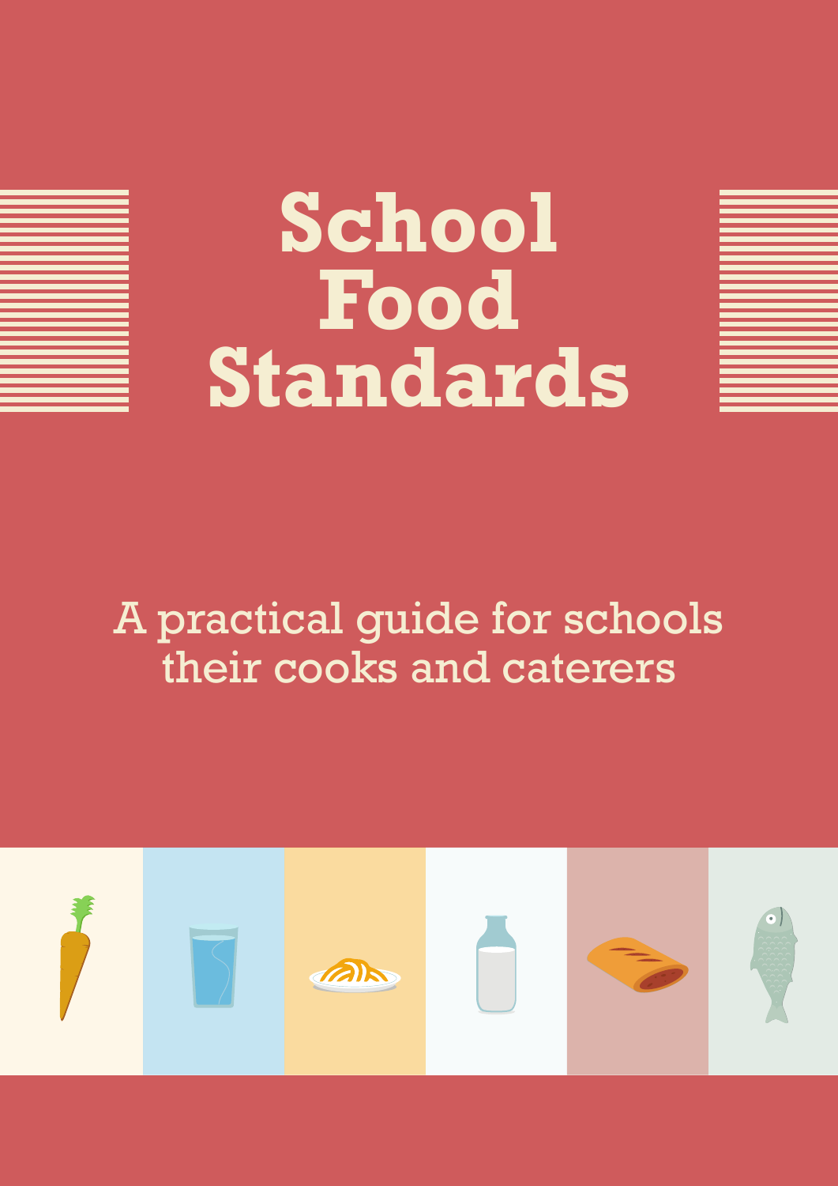# School Food Standards

A practical guide for schools their cooks and caterers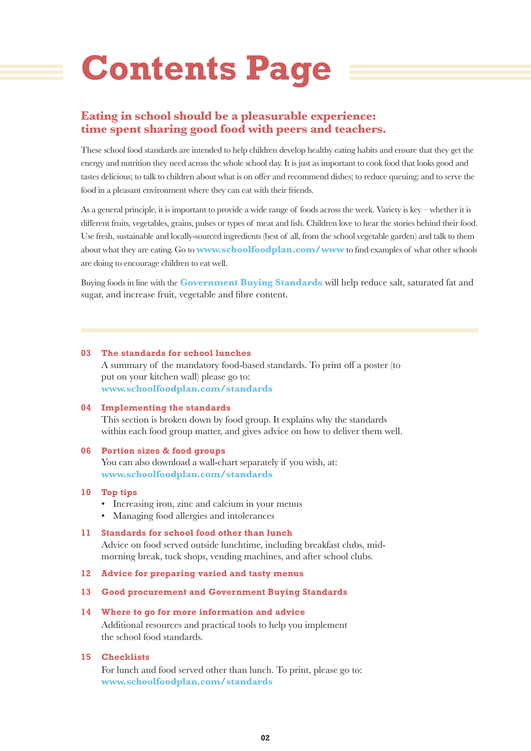# Contents Page

## Eating in school should be a pleasurable experience: time spent sharing good food with peers and teachers.

These school food standards are intended to help children develop healthy eating habits and ensure that they get the energy and nutrition they need across the whole school day. It is just as important to cook food that looks good and tastes delicious; to talk to children about what is on offer and recommend dishes; to reduce queuing; and to serve the food in a pleasant environment where they can eat with their friends.

As a general principle, it is important to provide a wide range of foods across the week. Variety is key – whether it is different fruits, vegetables, grains, pulses or types of meat and fish. Children love to hear the stories behind their food. Use fresh, sustainable and locally-sourced ingredients (best of all, from the school vegetable garden) and talk to them about what they are eating. Go to **www.schoolfoodplan.com/www** to find examples of what other schools are doing to encourage children to eat well.

Buying foods in line with the **Government Buying Standards** will help reduce salt, saturated fat and sugar, and increase fruit, vegetable and fibre content.

---

**03 The standards for school lunches**
A summary of the mandatory food-based standards. To print off a poster (to put on your kitchen wall) please go to: **www.schoolfoodplan.com/standards**

**04 Implementing the standards**
This section is broken down by food group. It explains why the standards within each food group matter, and gives advice on how to deliver them well.

**06 Portion sizes & food groups**
You can also download a wall-chart separately if you wish, at: **www.schoolfoodplan.com/standards**

**10 Top tips**
- Increasing iron, zinc and calcium in your menus
- Managing food allergies and intolerances

**11 Standards for school food other than lunch**
Advice on food served outside lunchtime, including breakfast clubs, mid-morning break, tuck shops, vending machines, and after school clubs.

**12 Advice for preparing varied and tasty menus**

**13 Good procurement and Government Buying Standards**

**14 Where to go for more information and advice**
Additional resources and practical tools to help you implement the school food standards.

**15 Checklists**
For lunch and food served other than lunch. To print, please go to: **www.schoolfoodplan.com/standards**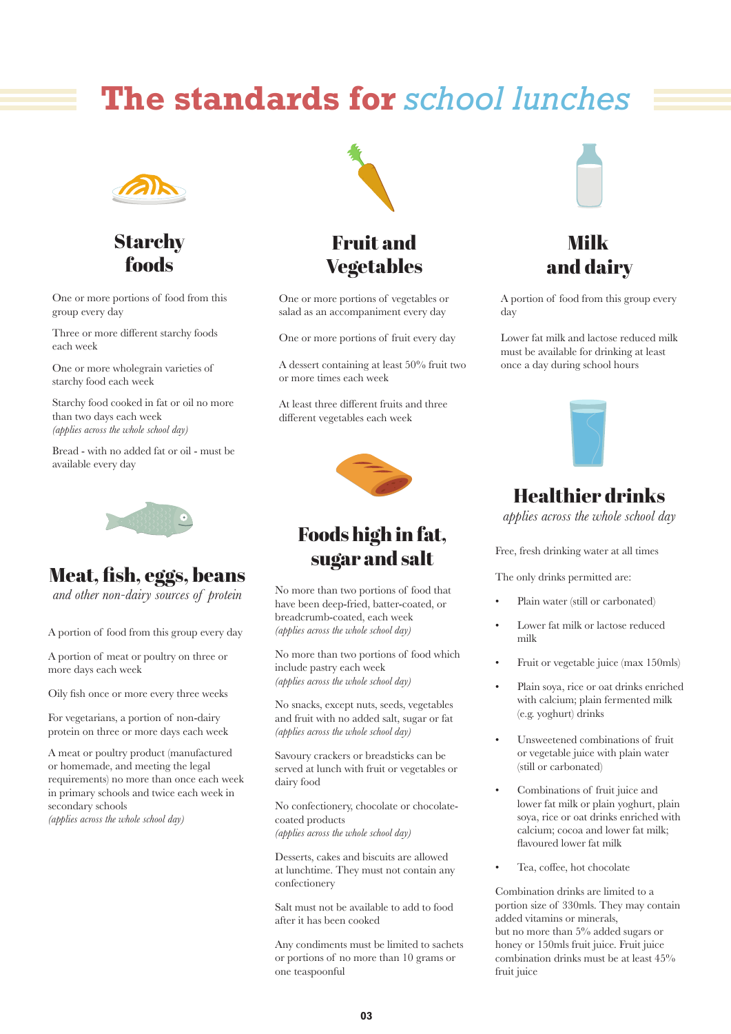# The standards for *school lunches*

## Starchy foods

One or more portions of food from this group every day

Three or more different starchy foods each week

One or more wholegrain varieties of starchy food each week

Starchy food cooked in fat or oil no more than two days each week
*(applies across the whole school day)*

Bread - with no added fat or oil - must be available every day

## Meat, fish, eggs, beans

*and other non-dairy sources of protein*

A portion of food from this group every day

A portion of meat or poultry on three or more days each week

Oily fish once or more every three weeks

For vegetarians, a portion of non-dairy protein on three or more days each week

A meat or poultry product (manufactured or homemade, and meeting the legal requirements) no more than once each week in primary schools and twice each week in secondary schools
*(applies across the whole school day)*

## Fruit and Vegetables

One or more portions of vegetables or salad as an accompaniment every day

One or more portions of fruit every day

A dessert containing at least 50% fruit two or more times each week

At least three different fruits and three different vegetables each week

## Foods high in fat, sugar and salt

No more than two portions of food that have been deep-fried, batter-coated, or breadcrumb-coated, each week
*(applies across the whole school day)*

No more than two portions of food which include pastry each week
*(applies across the whole school day)*

No snacks, except nuts, seeds, vegetables and fruit with no added salt, sugar or fat
*(applies across the whole school day)*

Savoury crackers or breadsticks can be served at lunch with fruit or vegetables or dairy food

No confectionery, chocolate or chocolate-coated products
*(applies across the whole school day)*

Desserts, cakes and biscuits are allowed at lunchtime. They must not contain any confectionery

Salt must not be available to add to food after it has been cooked

Any condiments must be limited to sachets or portions of no more than 10 grams or one teaspoonful

## Milk and dairy

A portion of food from this group every day

Lower fat milk and lactose reduced milk must be available for drinking at least once a day during school hours

## Healthier drinks

*applies across the whole school day*

Free, fresh drinking water at all times

The only drinks permitted are:

- Plain water (still or carbonated)
- Lower fat milk or lactose reduced milk
- Fruit or vegetable juice (max 150mls)
- Plain soya, rice or oat drinks enriched with calcium; plain fermented milk (e.g. yoghurt) drinks
- Unsweetened combinations of fruit or vegetable juice with plain water (still or carbonated)
- Combinations of fruit juice and lower fat milk or plain yoghurt, plain soya, rice or oat drinks enriched with calcium; cocoa and lower fat milk; flavoured lower fat milk
- Tea, coffee, hot chocolate

Combination drinks are limited to a portion size of 330mls. They may contain added vitamins or minerals, but no more than 5% added sugars or honey or 150mls fruit juice. Fruit juice combination drinks must be at least 45% fruit juice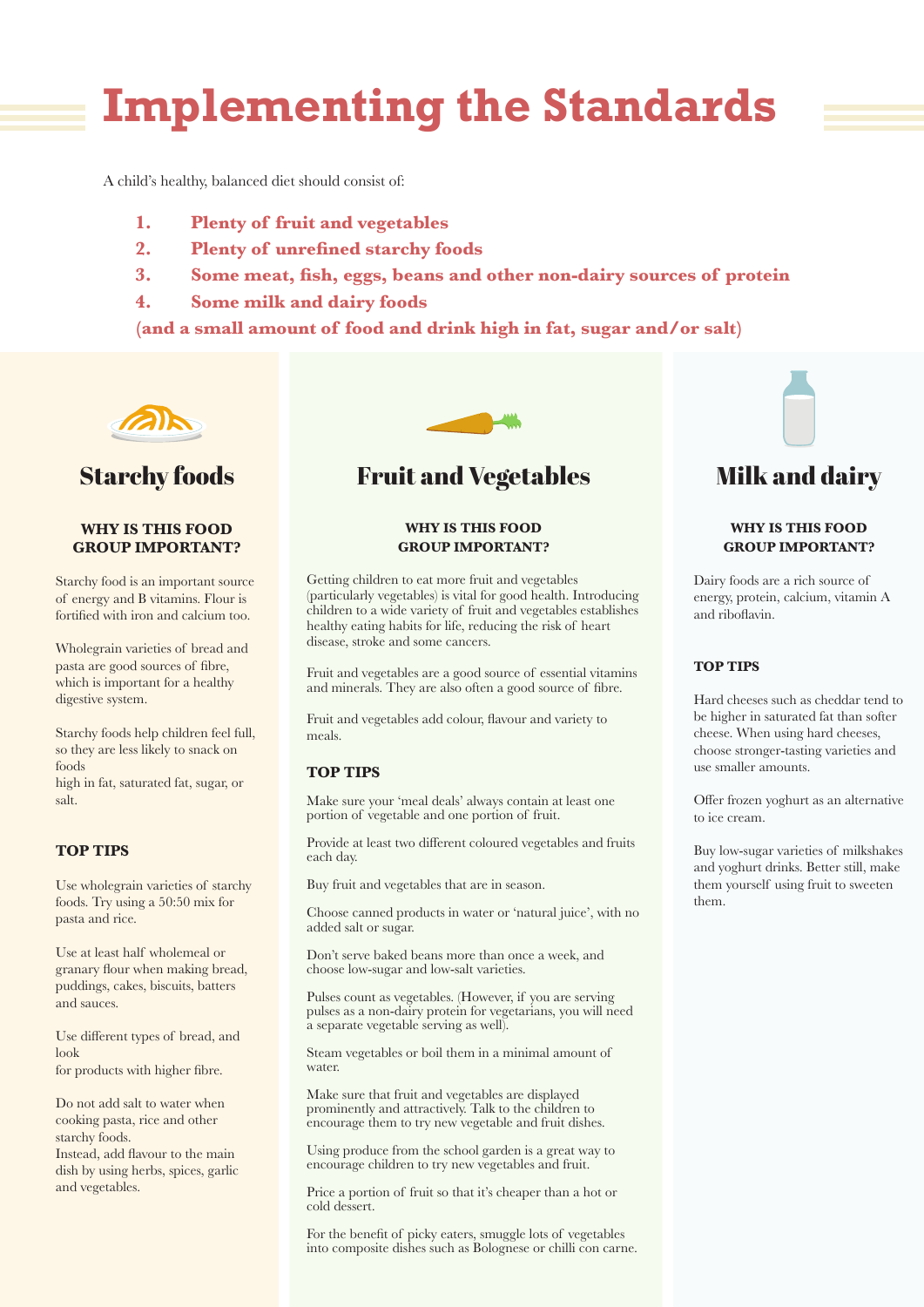# Implementing the Standards

A child's healthy, balanced diet should consist of:

1. **Plenty of fruit and vegetables**
2. **Plenty of unrefined starchy foods**
3. **Some meat, fish, eggs, beans and other non-dairy sources of protein**
4. **Some milk and dairy foods**

**(and a small amount of food and drink high in fat, sugar and/or salt)**

## Starchy foods

### WHY IS THIS FOOD GROUP IMPORTANT?

Starchy food is an important source of energy and B vitamins. Flour is fortified with iron and calcium too.

Wholegrain varieties of bread and pasta are good sources of fibre, which is important for a healthy digestive system.

Starchy foods help children feel full, so they are less likely to snack on foods high in fat, saturated fat, sugar, or salt.

### TOP TIPS

Use wholegrain varieties of starchy foods. Try using a 50:50 mix for pasta and rice.

Use at least half wholemeal or granary flour when making bread, puddings, cakes, biscuits, batters and sauces.

Use different types of bread, and look for products with higher fibre.

Do not add salt to water when cooking pasta, rice and other starchy foods. Instead, add flavour to the main dish by using herbs, spices, garlic and vegetables.

## Fruit and Vegetables

### WHY IS THIS FOOD GROUP IMPORTANT?

Getting children to eat more fruit and vegetables (particularly vegetables) is vital for good health. Introducing children to a wide variety of fruit and vegetables establishes healthy eating habits for life, reducing the risk of heart disease, stroke and some cancers.

Fruit and vegetables are a good source of essential vitamins and minerals. They are also often a good source of fibre.

Fruit and vegetables add colour, flavour and variety to meals.

### TOP TIPS

Make sure your 'meal deals' always contain at least one portion of vegetable and one portion of fruit.

Provide at least two different coloured vegetables and fruits each day.

Buy fruit and vegetables that are in season.

Choose canned products in water or 'natural juice', with no added salt or sugar.

Don't serve baked beans more than once a week, and choose low-sugar and low-salt varieties.

Pulses count as vegetables. (However, if you are serving pulses as a non-dairy protein for vegetarians, you will need a separate vegetable serving as well).

Steam vegetables or boil them in a minimal amount of water.

Make sure that fruit and vegetables are displayed prominently and attractively. Talk to the children to encourage them to try new vegetable and fruit dishes.

Using produce from the school garden is a great way to encourage children to try new vegetables and fruit.

Price a portion of fruit so that it's cheaper than a hot or cold dessert.

For the benefit of picky eaters, smuggle lots of vegetables into composite dishes such as Bolognese or chilli con carne.

## Milk and dairy

### WHY IS THIS FOOD GROUP IMPORTANT?

Dairy foods are a rich source of energy, protein, calcium, vitamin A and riboflavin.

### TOP TIPS

Hard cheeses such as cheddar tend to be higher in saturated fat than softer cheese. When using hard cheeses, choose stronger-tasting varieties and use smaller amounts.

Offer frozen yoghurt as an alternative to ice cream.

Buy low-sugar varieties of milkshakes and yoghurt drinks. Better still, make them yourself using fruit to sweeten them.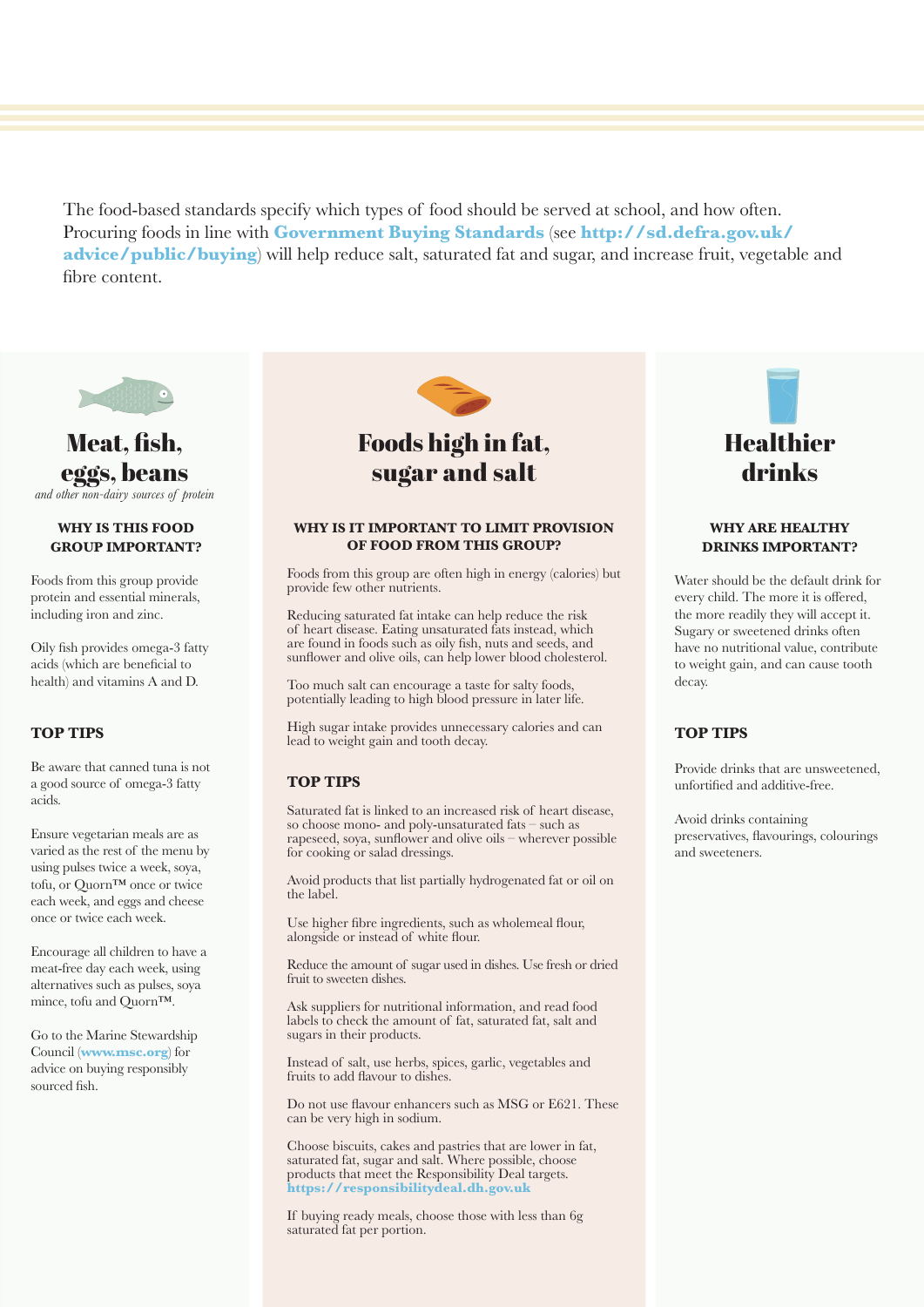The food-based standards specify which types of food should be served at school, and how often. Procuring foods in line with **Government Buying Standards** (see **http://sd.defra.gov.uk/advice/public/buying**) will help reduce salt, saturated fat and sugar, and increase fruit, vegetable and fibre content.

## Meat, fish, eggs, beans

*and other non-dairy sources of protein*

### WHY IS THIS FOOD GROUP IMPORTANT?

Foods from this group provide protein and essential minerals, including iron and zinc.

Oily fish provides omega-3 fatty acids (which are beneficial to health) and vitamins A and D.

### TOP TIPS

Be aware that canned tuna is not a good source of omega-3 fatty acids.

Ensure vegetarian meals are as varied as the rest of the menu by using pulses twice a week, soya, tofu, or Quorn™ once or twice each week, and eggs and cheese once or twice each week.

Encourage all children to have a meat-free day each week, using alternatives such as pulses, soya mince, tofu and Quorn™.

Go to the Marine Stewardship Council (**www.msc.org**) for advice on buying responsibly sourced fish.

## Foods high in fat, sugar and salt

### WHY IS IT IMPORTANT TO LIMIT PROVISION OF FOOD FROM THIS GROUP?

Foods from this group are often high in energy (calories) but provide few other nutrients.

Reducing saturated fat intake can help reduce the risk of heart disease. Eating unsaturated fats instead, which are found in foods such as oily fish, nuts and seeds, and sunflower and olive oils, can help lower blood cholesterol.

Too much salt can encourage a taste for salty foods, potentially leading to high blood pressure in later life.

High sugar intake provides unnecessary calories and can lead to weight gain and tooth decay.

### TOP TIPS

Saturated fat is linked to an increased risk of heart disease, so choose mono- and poly-unsaturated fats – such as rapeseed, soya, sunflower and olive oils – wherever possible for cooking or salad dressings.

Avoid products that list partially hydrogenated fat or oil on the label.

Use higher fibre ingredients, such as wholemeal flour, alongside or instead of white flour.

Reduce the amount of sugar used in dishes. Use fresh or dried fruit to sweeten dishes.

Ask suppliers for nutritional information, and read food labels to check the amount of fat, saturated fat, salt and sugars in their products.

Instead of salt, use herbs, spices, garlic, vegetables and fruits to add flavour to dishes.

Do not use flavour enhancers such as MSG or E621. These can be very high in sodium.

Choose biscuits, cakes and pastries that are lower in fat, saturated fat, sugar and salt. Where possible, choose products that meet the Responsibility Deal targets. **https://responsibilitydeal.dh.gov.uk**

If buying ready meals, choose those with less than 6g saturated fat per portion.

## Healthier drinks

### WHY ARE HEALTHY DRINKS IMPORTANT?

Water should be the default drink for every child. The more it is offered, the more readily they will accept it. Sugary or sweetened drinks often have no nutritional value, contribute to weight gain, and can cause tooth decay.

### TOP TIPS

Provide drinks that are unsweetened, unfortified and additive-free.

Avoid drinks containing preservatives, flavourings, colourings and sweeteners.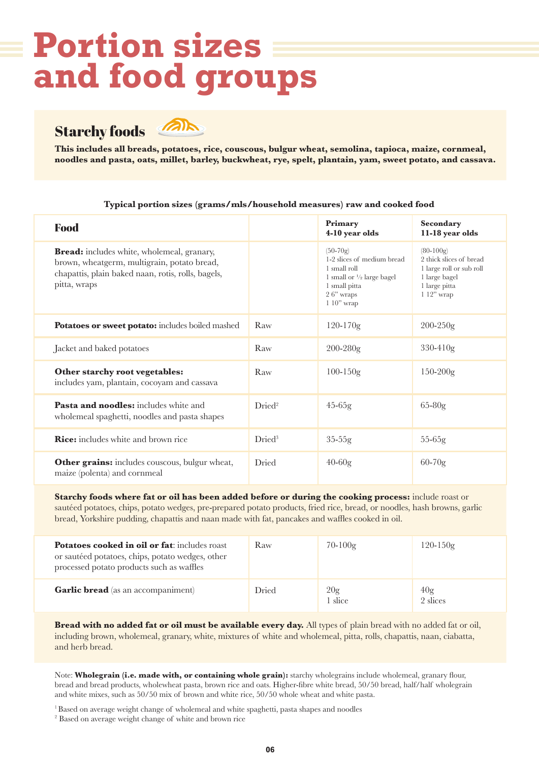# Portion sizes and food groups

## Starchy foods

**This includes all breads, potatoes, rice, couscous, bulgur wheat, semolina, tapioca, maize, cornmeal, noodles and pasta, oats, millet, barley, buckwheat, rye, spelt, plantain, yam, sweet potato, and cassava.**

**Typical portion sizes (grams/mls/household measures) raw and cooked food**

| Food | | Primary 4-10 year olds | Secondary 11-18 year olds |
|---|---|---|---|
| **Bread:** includes white, wholemeal, granary, brown, wheatgerm, multigrain, potato bread, chapattis, plain baked naan, rotis, rolls, bagels, pitta, wraps | | (50-70g)<br>1-2 slices of medium bread<br>1 small roll<br>1 small or ½ large bagel<br>1 small pitta<br>2 6" wraps<br>1 10" wrap | (80-100g)<br>2 thick slices of bread<br>1 large roll or sub roll<br>1 large bagel<br>1 large pitta<br>1 12" wrap |
| **Potatoes or sweet potato:** includes boiled mashed | Raw | 120-170g | 200-250g |
| Jacket and baked potatoes | Raw | 200-280g | 330-410g |
| **Other starchy root vegetables:** includes yam, plantain, cocoyam and cassava | Raw | 100-150g | 150-200g |
| **Pasta and noodles:** includes white and wholemeal spaghetti, noodles and pasta shapes | Dried[2] | 45-65g | 65-80g |
| **Rice:** includes white and brown rice | Dried[3] | 35-55g | 55-65g |
| **Other grains:** includes couscous, bulgur wheat, maize (polenta) and cornmeal | Dried | 40-60g | 60-70g |

**Starchy foods where fat or oil has been added before or during the cooking process:** include roast or sautéed potatoes, chips, potato wedges, pre-prepared potato products, fried rice, bread, or noodles, hash browns, garlic bread, Yorkshire pudding, chapattis and naan made with fat, pancakes and waffles cooked in oil.

| Food | | Primary 4-10 year olds | Secondary 11-18 year olds |
|---|---|---|---|
| **Potatoes cooked in oil or fat**: includes roast or sautéed potatoes, chips, potato wedges, other processed potato products such as waffles | Raw | 70-100g | 120-150g |
| **Garlic bread** (as an accompaniment) | Dried | 20g<br>1 slice | 40g<br>2 slices |

**Bread with no added fat or oil must be available every day.** All types of plain bread with no added fat or oil, including brown, wholemeal, granary, white, mixtures of white and wholemeal, pitta, rolls, chapattis, naan, ciabatta, and herb bread.

Note: **Wholegrain (i.e. made with, or containing whole grain):** starchy wholegrains include wholemeal, granary flour, bread and bread products, wholewheat pasta, brown rice and oats. Higher-fibre white bread, 50/50 bread, half/half wholegrain and white mixes, such as 50/50 mix of brown and white rice, 50/50 whole wheat and white pasta.

[1] Based on average weight change of wholemeal and white spaghetti, pasta shapes and noodles

[2] Based on average weight change of white and brown rice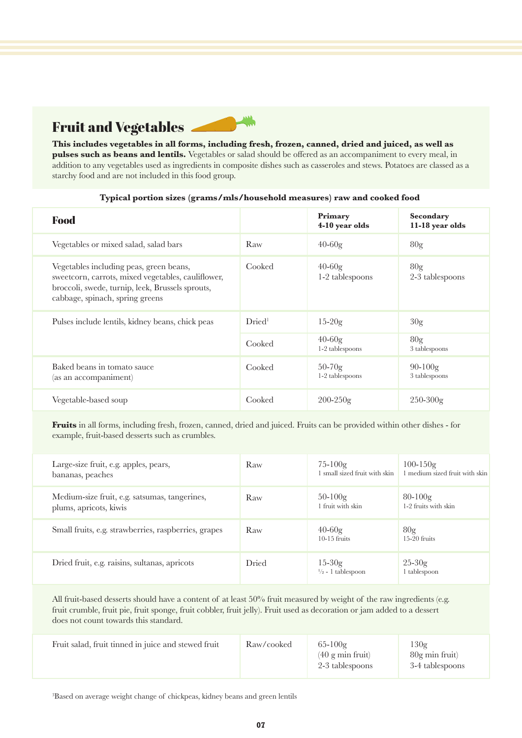## Fruit and Vegetables

**This includes vegetables in all forms, including fresh, frozen, canned, dried and juiced, as well as pulses such as beans and lentils.** Vegetables or salad should be offered as an accompaniment to every meal, in addition to any vegetables used as ingredients in composite dishes such as casseroles and stews. Potatoes are classed as a starchy food and are not included in this food group.

**Typical portion sizes (grams/mls/household measures) raw and cooked food**

| **Food** | | **Primary 4-10 year olds** | **Secondary 11-18 year olds** |
|---|---|---|---|
| Vegetables or mixed salad, salad bars | Raw | 40-60g | 80g |
| Vegetables including peas, green beans, sweetcorn, carrots, mixed vegetables, cauliflower, broccoli, swede, turnip, leek, Brussels sprouts, cabbage, spinach, spring greens | Cooked | 40-60g<br>1-2 tablespoons | 80g<br>2-3 tablespoons |
| Pulses include lentils, kidney beans, chick peas | Dried[1] | 15-20g | 30g |
| | Cooked | 40-60g<br>1-2 tablespoons | 80g<br>3 tablespoons |
| Baked beans in tomato sauce (as an accompaniment) | Cooked | 50-70g<br>1-2 tablespoons | 90-100g<br>3 tablespoons |
| Vegetable-based soup | Cooked | 200-250g | 250-300g |

**Fruits** in all forms, including fresh, frozen, canned, dried and juiced. Fruits can be provided within other dishes - for example, fruit-based desserts such as crumbles.

| | | | |
|---|---|---|---|
| Large-size fruit, e.g. apples, pears, bananas, peaches | Raw | 75-100g<br>1 small sized fruit with skin | 100-150g<br>1 medium sized fruit with skin |
| Medium-size fruit, e.g. satsumas, tangerines, plums, apricots, kiwis | Raw | 50-100g<br>1 fruit with skin | 80-100g<br>1-2 fruits with skin |
| Small fruits, e.g. strawberries, raspberries, grapes | Raw | 40-60g<br>10-15 fruits | 80g<br>15-20 fruits |
| Dried fruit, e.g. raisins, sultanas, apricots | Dried | 15-30g<br>½ - 1 tablespoon | 25-30g<br>1 tablespoon |

All fruit-based desserts should have a content of at least 50% fruit measured by weight of the raw ingredients (e.g. fruit crumble, fruit pie, fruit sponge, fruit cobbler, fruit jelly). Fruit used as decoration or jam added to a dessert does not count towards this standard.

| | | | |
|---|---|---|---|
| Fruit salad, fruit tinned in juice and stewed fruit | Raw/cooked | 65-100g<br>(40 g min fruit)<br>2-3 tablespoons | 130g<br>80g min fruit)<br>3-4 tablespoons |

[1]Based on average weight change of chickpeas, kidney beans and green lentils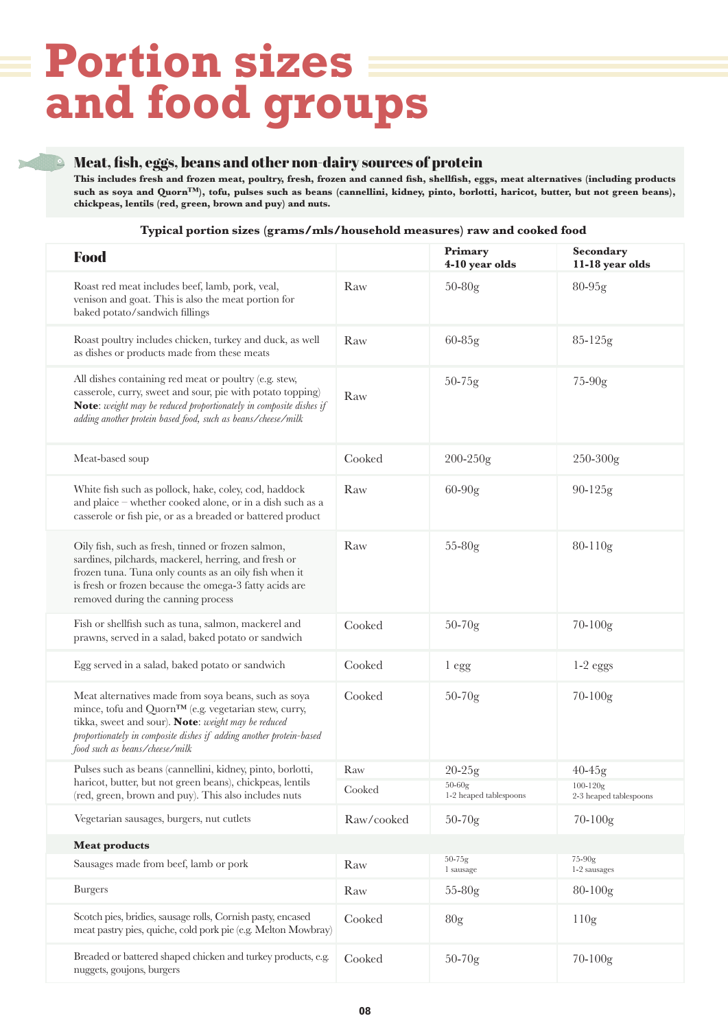# Portion sizes and food groups

## Meat, fish, eggs, beans and other non-dairy sources of protein

**This includes fresh and frozen meat, poultry, fresh, frozen and canned fish, shellfish, eggs, meat alternatives (including products such as soya and Quorn™), tofu, pulses such as beans (cannellini, kidney, pinto, borlotti, haricot, butter, but not green beans), chickpeas, lentils (red, green, brown and puy) and nuts.**

**Typical portion sizes (grams/mls/household measures) raw and cooked food**

| Food | | Primary 4-10 year olds | Secondary 11-18 year olds |
|---|---|---|---|
| Roast red meat includes beef, lamb, pork, veal, venison and goat. This is also the meat portion for baked potato/sandwich fillings | Raw | 50-80g | 80-95g |
| Roast poultry includes chicken, turkey and duck, as well as dishes or products made from these meats | Raw | 60-85g | 85-125g |
| All dishes containing red meat or poultry (e.g. stew, casserole, curry, sweet and sour, pie with potato topping) **Note**: *weight may be reduced proportionately in composite dishes if adding another protein based food, such as beans/cheese/milk* | Raw | 50-75g | 75-90g |
| Meat-based soup | Cooked | 200-250g | 250-300g |
| White fish such as pollock, hake, coley, cod, haddock and plaice – whether cooked alone, or in a dish such as a casserole or fish pie, or as a breaded or battered product | Raw | 60-90g | 90-125g |
| Oily fish, such as fresh, tinned or frozen salmon, sardines, pilchards, mackerel, herring, and fresh or frozen tuna. Tuna only counts as an oily fish when it is fresh or frozen because the omega-3 fatty acids are removed during the canning process | Raw | 55-80g | 80-110g |
| Fish or shellfish such as tuna, salmon, mackerel and prawns, served in a salad, baked potato or sandwich | Cooked | 50-70g | 70-100g |
| Egg served in a salad, baked potato or sandwich | Cooked | 1 egg | 1-2 eggs |
| Meat alternatives made from soya beans, such as soya mince, tofu and Quorn™ (e.g. vegetarian stew, curry, tikka, sweet and sour). **Note**: *weight may be reduced proportionately in composite dishes if adding another protein-based food such as beans/cheese/milk* | Cooked | 50-70g | 70-100g |
| Pulses such as beans (cannellini, kidney, pinto, borlotti, haricot, butter, but not green beans), chickpeas, lentils (red, green, brown and puy). This also includes nuts | Raw | 20-25g | 40-45g |
| | Cooked | 50-60g 1-2 heaped tablespoons | 100-120g 2-3 heaped tablespoons |
| Vegetarian sausages, burgers, nut cutlets | Raw/cooked | 50-70g | 70-100g |
| **Meat products** | | | |
| Sausages made from beef, lamb or pork | Raw | 50-75g 1 sausage | 75-90g 1-2 sausages |
| Burgers | Raw | 55-80g | 80-100g |
| Scotch pies, bridies, sausage rolls, Cornish pasty, encased meat pastry pies, quiche, cold pork pie (e.g. Melton Mowbray) | Cooked | 80g | 110g |
| Breaded or battered shaped chicken and turkey products, e.g. nuggets, goujons, burgers | Cooked | 50-70g | 70-100g |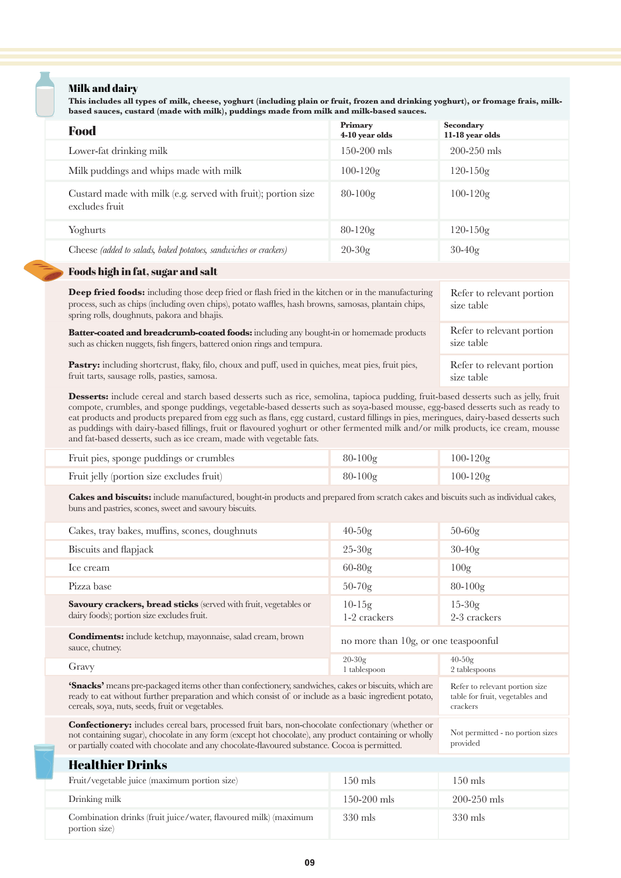## Milk and dairy

**This includes all types of milk, cheese, yoghurt (including plain or fruit, frozen and drinking yoghurt), or fromage frais, milk-based sauces, custard (made with milk), puddings made from milk and milk-based sauces.**

| Food | Primary 4-10 year olds | Secondary 11-18 year olds |
|---|---|---|
| Lower-fat drinking milk | 150-200 mls | 200-250 mls |
| Milk puddings and whips made with milk | 100-120g | 120-150g |
| Custard made with milk (e.g. served with fruit); portion size excludes fruit | 80-100g | 100-120g |
| Yoghurts | 80-120g | 120-150g |
| Cheese *(added to salads, baked potatoes, sandwiches or crackers)* | 20-30g | 30-40g |

## Foods high in fat, sugar and salt

| | |
|---|---|
| **Deep fried foods:** including those deep fried or flash fried in the kitchen or in the manufacturing process, such as chips (including oven chips), potato waffles, hash browns, samosas, plantain chips, spring rolls, doughnuts, pakora and bhajis. | Refer to relevant portion size table |
| **Batter-coated and breadcrumb-coated foods:** including any bought-in or homemade products such as chicken nuggets, fish fingers, battered onion rings and tempura. | Refer to relevant portion size table |
| **Pastry:** including shortcrust, flaky, filo, choux and puff, used in quiches, meat pies, fruit pies, fruit tarts, sausage rolls, pasties, samosa. | Refer to relevant portion size table |

**Desserts:** include cereal and starch based desserts such as rice, semolina, tapioca pudding, fruit-based desserts such as jelly, fruit compote, crumbles, and sponge puddings, vegetable-based desserts such as soya-based mousse, egg-based desserts such as ready to eat products and products prepared from egg such as flans, egg custard, custard fillings in pies, meringues, dairy-based desserts such as puddings with dairy-based fillings, fruit or flavoured yoghurt or other fermented milk and/or milk products, ice cream, mousse and fat-based desserts, such as ice cream, made with vegetable fats.

| Food | Primary 4-10 year olds | Secondary 11-18 year olds |
|---|---|---|
| Fruit pies, sponge puddings or crumbles | 80-100g | 100-120g |
| Fruit jelly (portion size excludes fruit) | 80-100g | 100-120g |

**Cakes and biscuits:** include manufactured, bought-in products and prepared from scratch cakes and biscuits such as individual cakes, buns and pastries, scones, sweet and savoury biscuits.

| Food | Primary 4-10 year olds | Secondary 11-18 year olds |
|---|---|---|
| Cakes, tray bakes, muffins, scones, doughnuts | 40-50g | 50-60g |
| Biscuits and flapjack | 25-30g | 30-40g |
| Ice cream | 60-80g | 100g |
| Pizza base | 50-70g | 80-100g |
| **Savoury crackers, bread sticks** (served with fruit, vegetables or dairy foods); portion size excludes fruit. | 10-15g<br>1-2 crackers | 15-30g<br>2-3 crackers |
| **Condiments:** include ketchup, mayonnaise, salad cream, brown sauce, chutney. | no more than 10g, or one teaspoonful | |
| Gravy | 20-30g<br>1 tablespoon | 40-50g<br>2 tablespoons |

| | |
|---|---|
| **'Snacks'** means pre-packaged items other than confectionery, sandwiches, cakes or biscuits, which are ready to eat without further preparation and which consist of or include as a basic ingredient potato, cereals, soya, nuts, seeds, fruit or vegetables. | Refer to relevant portion size table for fruit, vegetables and crackers |
| **Confectionery:** includes cereal bars, processed fruit bars, non-chocolate confectionary (whether or not containing sugar), chocolate in any form (except hot chocolate), any product containing or wholly or partially coated with chocolate and any chocolate-flavoured substance. Cocoa is permitted. | Not permitted - no portion sizes provided |

## Healthier Drinks

| Food | Primary 4-10 year olds | Secondary 11-18 year olds |
|---|---|---|
| Fruit/vegetable juice (maximum portion size) | 150 mls | 150 mls |
| Drinking milk | 150-200 mls | 200-250 mls |
| Combination drinks (fruit juice/water, flavoured milk) (maximum portion size) | 330 mls | 330 mls |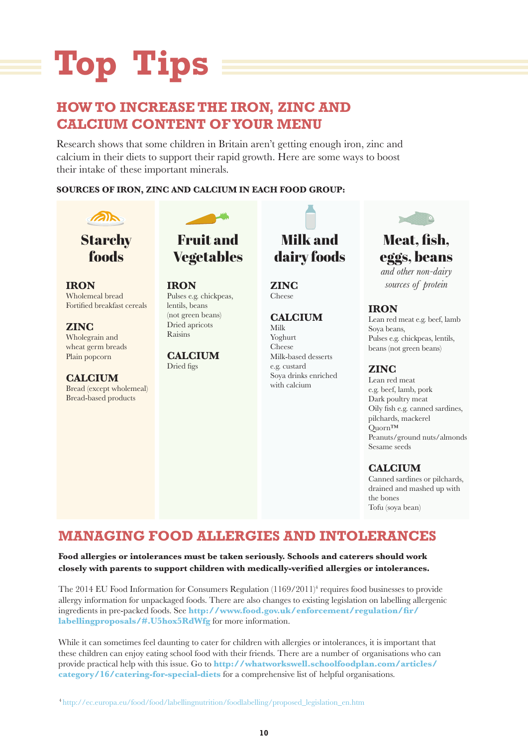# Top Tips

## HOW TO INCREASE THE IRON, ZINC AND CALCIUM CONTENT OF YOUR MENU

Research shows that some children in Britain aren't getting enough iron, zinc and calcium in their diets to support their rapid growth. Here are some ways to boost their intake of these important minerals.

**SOURCES OF IRON, ZINC AND CALCIUM IN EACH FOOD GROUP:**

### Starchy foods

**IRON**
Wholemeal bread
Fortified breakfast cereals

**ZINC**
Wholegrain and wheat germ breads
Plain popcorn

**CALCIUM**
Bread (except wholemeal)
Bread-based products

### Fruit and Vegetables

**IRON**
Pulses e.g. chickpeas, lentils, beans (not green beans)
Dried apricots
Raisins

**CALCIUM**
Dried figs

### Milk and dairy foods

**ZINC**
Cheese

**CALCIUM**
Milk
Yoghurt
Cheese
Milk-based desserts e.g. custard
Soya drinks enriched with calcium

### Meat, fish, eggs, beans

*and other non-dairy sources of protein*

**IRON**
Lean red meat e.g. beef, lamb
Soya beans,
Pulses e.g. chickpeas, lentils, beans (not green beans)

**ZINC**
Lean red meat e.g. beef, lamb, pork
Dark poultry meat
Oily fish e.g. canned sardines, pilchards, mackerel
Quorn™
Peanuts/ground nuts/almonds
Sesame seeds

**CALCIUM**
Canned sardines or pilchards, drained and mashed up with the bones
Tofu (soya bean)

## MANAGING FOOD ALLERGIES AND INTOLERANCES

**Food allergies or intolerances must be taken seriously. Schools and caterers should work closely with parents to support children with medically-verified allergies or intolerances.**

The 2014 EU Food Information for Consumers Regulation (1169/2011)[4] requires food businesses to provide allergy information for unpackaged foods. There are also changes to existing legislation on labelling allergenic ingredients in pre-packed foods. See **http://www.food.gov.uk/enforcement/regulation/fir/labellingproposals/#.U5hox5RdWfg** for more information.

While it can sometimes feel daunting to cater for children with allergies or intolerances, it is important that these children can enjoy eating school food with their friends. There are a number of organisations who can provide practical help with this issue. Go to **http://whatworkswell.schoolfoodplan.com/articles/category/16/catering-for-special-diets** for a comprehensive list of helpful organisations.

[4] http://ec.europa.eu/food/food/labellingnutrition/foodlabelling/proposed_legislation_en.htm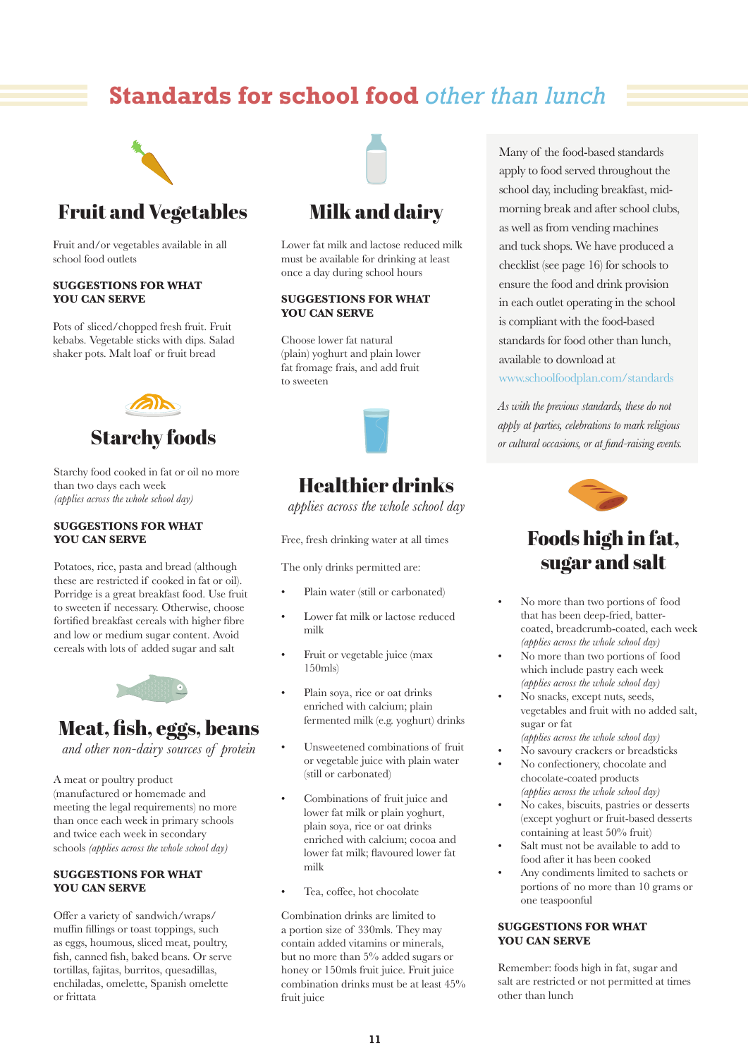# Standards for school food *other than lunch*

## Fruit and Vegetables

Fruit and/or vegetables available in all school food outlets

**SUGGESTIONS FOR WHAT YOU CAN SERVE**

Pots of sliced/chopped fresh fruit. Fruit kebabs. Vegetable sticks with dips. Salad shaker pots. Malt loaf or fruit bread

## Starchy foods

Starchy food cooked in fat or oil no more than two days each week
*(applies across the whole school day)*

**SUGGESTIONS FOR WHAT YOU CAN SERVE**

Potatoes, rice, pasta and bread (although these are restricted if cooked in fat or oil). Porridge is a great breakfast food. Use fruit to sweeten if necessary. Otherwise, choose fortified breakfast cereals with higher fibre and low or medium sugar content. Avoid cereals with lots of added sugar and salt

## Meat, fish, eggs, beans

*and other non-dairy sources of protein*

A meat or poultry product (manufactured or homemade and meeting the legal requirements) no more than once each week in primary schools and twice each week in secondary schools *(applies across the whole school day)*

**SUGGESTIONS FOR WHAT YOU CAN SERVE**

Offer a variety of sandwich/wraps/muffin fillings or toast toppings, such as eggs, houmous, sliced meat, poultry, fish, canned fish, baked beans. Or serve tortillas, fajitas, burritos, quesadillas, enchiladas, omelette, Spanish omelette or frittata

## Milk and dairy

Lower fat milk and lactose reduced milk must be available for drinking at least once a day during school hours

**SUGGESTIONS FOR WHAT YOU CAN SERVE**

Choose lower fat natural (plain) yoghurt and plain lower fat fromage frais, and add fruit to sweeten

## Healthier drinks

*applies across the whole school day*

Free, fresh drinking water at all times

The only drinks permitted are:

- Plain water (still or carbonated)
- Lower fat milk or lactose reduced milk
- Fruit or vegetable juice (max 150mls)
- Plain soya, rice or oat drinks enriched with calcium; plain fermented milk (e.g. yoghurt) drinks
- Unsweetened combinations of fruit or vegetable juice with plain water (still or carbonated)
- Combinations of fruit juice and lower fat milk or plain yoghurt, plain soya, rice or oat drinks enriched with calcium; cocoa and lower fat milk; flavoured lower fat milk
- Tea, coffee, hot chocolate

Combination drinks are limited to a portion size of 330mls. They may contain added vitamins or minerals, but no more than 5% added sugars or honey or 150mls fruit juice. Fruit juice combination drinks must be at least 45% fruit juice

Many of the food-based standards apply to food served throughout the school day, including breakfast, mid-morning break and after school clubs, as well as from vending machines and tuck shops. We have produced a checklist (see page 16) for schools to ensure the food and drink provision in each outlet operating in the school is compliant with the food-based standards for food other than lunch, available to download at www.schoolfoodplan.com/standards

*As with the previous standards, these do not apply at parties, celebrations to mark religious or cultural occasions, or at fund-raising events.*

## Foods high in fat, sugar and salt

- No more than two portions of food that has been deep-fried, batter-coated, breadcrumb-coated, each week *(applies across the whole school day)*
- No more than two portions of food which include pastry each week *(applies across the whole school day)*
- No snacks, except nuts, seeds, vegetables and fruit with no added salt, sugar or fat *(applies across the whole school day)*
- No savoury crackers or breadsticks
- No confectionery, chocolate and chocolate-coated products *(applies across the whole school day)*
- No cakes, biscuits, pastries or desserts (except yoghurt or fruit-based desserts containing at least 50% fruit)
- Salt must not be available to add to food after it has been cooked
- Any condiments limited to sachets or portions of no more than 10 grams or one teaspoonful

**SUGGESTIONS FOR WHAT YOU CAN SERVE**

Remember: foods high in fat, sugar and salt are restricted or not permitted at times other than lunch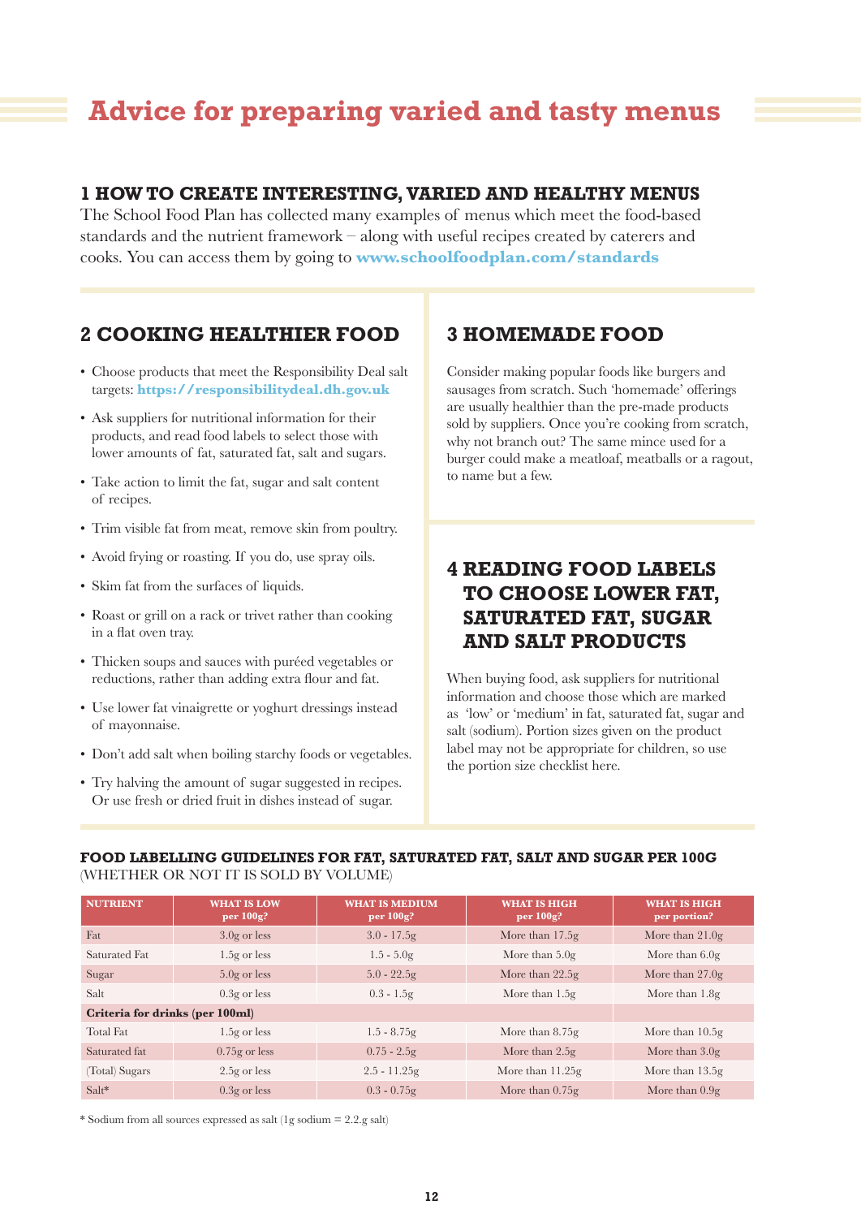# Advice for preparing varied and tasty menus

## 1 HOW TO CREATE INTERESTING, VARIED AND HEALTHY MENUS

The School Food Plan has collected many examples of menus which meet the food-based standards and the nutrient framework – along with useful recipes created by caterers and cooks. You can access them by going to **www.schoolfoodplan.com/standards**

## 2 COOKING HEALTHIER FOOD

- Choose products that meet the Responsibility Deal salt targets: **https://responsibilitydeal.dh.gov.uk**
- Ask suppliers for nutritional information for their products, and read food labels to select those with lower amounts of fat, saturated fat, salt and sugars.
- Take action to limit the fat, sugar and salt content of recipes.
- Trim visible fat from meat, remove skin from poultry.
- Avoid frying or roasting. If you do, use spray oils.
- Skim fat from the surfaces of liquids.
- Roast or grill on a rack or trivet rather than cooking in a flat oven tray.
- Thicken soups and sauces with puréed vegetables or reductions, rather than adding extra flour and fat.
- Use lower fat vinaigrette or yoghurt dressings instead of mayonnaise.
- Don't add salt when boiling starchy foods or vegetables.
- Try halving the amount of sugar suggested in recipes. Or use fresh or dried fruit in dishes instead of sugar.

## 3 HOMEMADE FOOD

Consider making popular foods like burgers and sausages from scratch. Such 'homemade' offerings are usually healthier than the pre-made products sold by suppliers. Once you're cooking from scratch, why not branch out? The same mince used for a burger could make a meatloaf, meatballs or a ragout, to name but a few.

## 4 READING FOOD LABELS TO CHOOSE LOWER FAT, SATURATED FAT, SUGAR AND SALT PRODUCTS

When buying food, ask suppliers for nutritional information and choose those which are marked as 'low' or 'medium' in fat, saturated fat, sugar and salt (sodium). Portion sizes given on the product label may not be appropriate for children, so use the portion size checklist here.

**FOOD LABELLING GUIDELINES FOR FAT, SATURATED FAT, SALT AND SUGAR PER 100G** (WHETHER OR NOT IT IS SOLD BY VOLUME)

| NUTRIENT | WHAT IS LOW per 100g? | WHAT IS MEDIUM per 100g? | WHAT IS HIGH per 100g? | WHAT IS HIGH per portion? |
|---|---|---|---|---|
| Fat | 3.0g or less | 3.0 - 17.5g | More than 17.5g | More than 21.0g |
| Saturated Fat | 1.5g or less | 1.5 - 5.0g | More than 5.0g | More than 6.0g |
| Sugar | 5.0g or less | 5.0 - 22.5g | More than 22.5g | More than 27.0g |
| Salt | 0.3g or less | 0.3 - 1.5g | More than 1.5g | More than 1.8g |
| **Criteria for drinks (per 100ml)** | | | | |
| Total Fat | 1.5g or less | 1.5 - 8.75g | More than 8.75g | More than 10.5g |
| Saturated fat | 0.75g or less | 0.75 - 2.5g | More than 2.5g | More than 3.0g |
| (Total) Sugars | 2.5g or less | 2.5 - 11.25g | More than 11.25g | More than 13.5g |
| Salt* | 0.3g or less | 0.3 - 0.75g | More than 0.75g | More than 0.9g |

* Sodium from all sources expressed as salt (1g sodium = 2.2.g salt)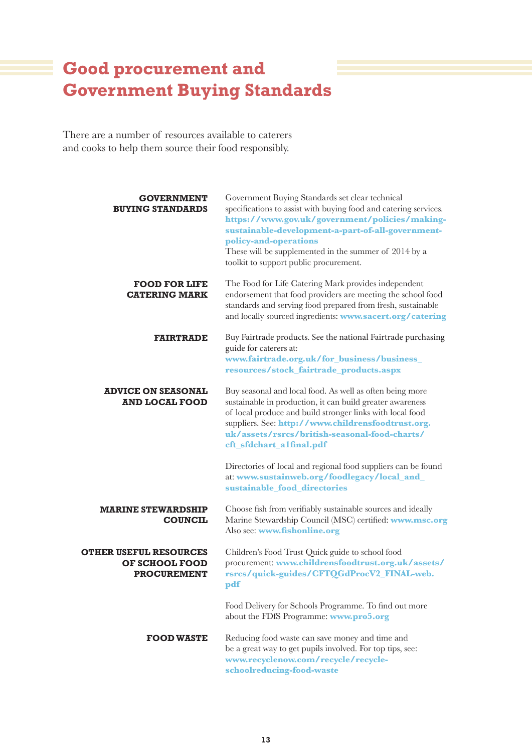# Good procurement and Government Buying Standards

There are a number of resources available to caterers and cooks to help them source their food responsibly.

**GOVERNMENT BUYING STANDARDS**

Government Buying Standards set clear technical specifications to assist with buying food and catering services. **https://www.gov.uk/government/policies/making-sustainable-development-a-part-of-all-government-policy-and-operations**
These will be supplemented in the summer of 2014 by a toolkit to support public procurement.

**FOOD FOR LIFE CATERING MARK**

The Food for Life Catering Mark provides independent endorsement that food providers are meeting the school food standards and serving food prepared from fresh, sustainable and locally sourced ingredients: **www.sacert.org/catering**

**FAIRTRADE**

Buy Fairtrade products. See the national Fairtrade purchasing guide for caterers at:
**www.fairtrade.org.uk/for_business/business_resources/stock_fairtrade_products.aspx**

**ADVICE ON SEASONAL AND LOCAL FOOD**

Buy seasonal and local food. As well as often being more sustainable in production, it can build greater awareness of local produce and build stronger links with local food suppliers. See: **http://www.childrensfoodtrust.org.uk/assets/rsrcs/british-seasonal-food-charts/cft_sfdchart_a1final.pdf**

Directories of local and regional food suppliers can be found at: **www.sustainweb.org/foodlegacy/local_and_sustainable_food_directories**

**MARINE STEWARDSHIP COUNCIL**

Choose fish from verifiably sustainable sources and ideally Marine Stewardship Council (MSC) certified: **www.msc.org**
Also see: **www.fishonline.org**

**OTHER USEFUL RESOURCES OF SCHOOL FOOD PROCUREMENT**

Children's Food Trust Quick guide to school food procurement: **www.childrensfoodtrust.org.uk/assets/rsrcs/quick-guides/CFTQGdProcV2_FINAL-web.pdf**

Food Delivery for Schools Programme. To find out more about the FDfS Programme: **www.pro5.org**

**FOOD WASTE**

Reducing food waste can save money and time and be a great way to get pupils involved. For top tips, see: **www.recyclenow.com/recycle/recycle-schoolreducing-food-waste**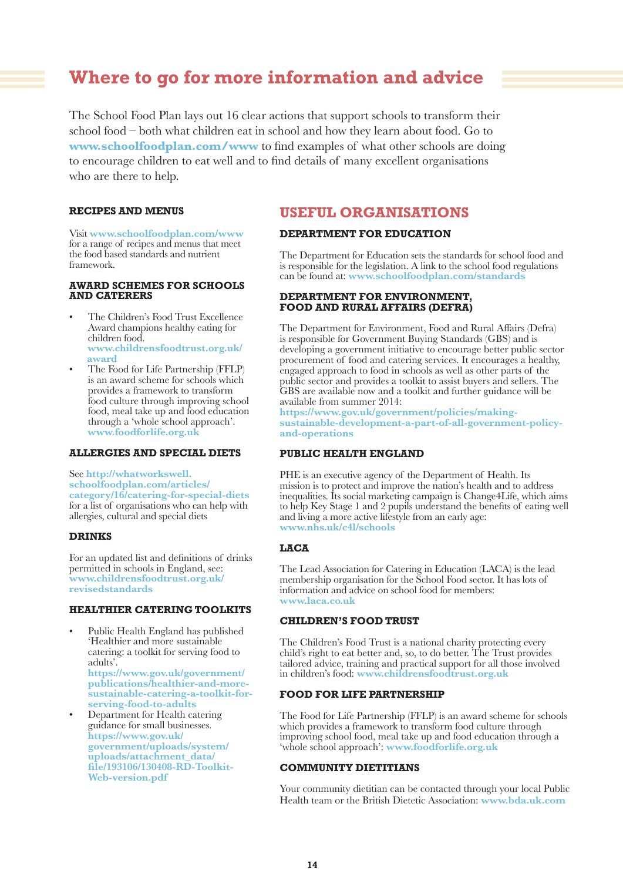# Where to go for more information and advice

The School Food Plan lays out 16 clear actions that support schools to transform their school food – both what children eat in school and how they learn about food. Go to **www.schoolfoodplan.com/www** to find examples of what other schools are doing to encourage children to eat well and to find details of many excellent organisations who are there to help.

### RECIPES AND MENUS

Visit **www.schoolfoodplan.com/www** for a range of recipes and menus that meet the food based standards and nutrient framework.

### AWARD SCHEMES FOR SCHOOLS AND CATERERS

- The Children's Food Trust Excellence Award champions healthy eating for children food. **www.childrensfoodtrust.org.uk/award**
- The Food for Life Partnership (FFLP) is an award scheme for schools which provides a framework to transform food culture through improving school food, meal take up and food education through a 'whole school approach'. **www.foodforlife.org.uk**

### ALLERGIES AND SPECIAL DIETS

See **http://whatworkswell.schoolfoodplan.com/articles/category/16/catering-for-special-diets** for a list of organisations who can help with allergies, cultural and special diets

### DRINKS

For an updated list and definitions of drinks permitted in schools in England, see: **www.childrensfoodtrust.org.uk/revisedstandards**

### HEALTHIER CATERING TOOLKITS

- Public Health England has published 'Healthier and more sustainable catering: a toolkit for serving food to adults'. **https://www.gov.uk/government/publications/healthier-and-more-sustainable-catering-a-toolkit-for-serving-food-to-adults**
- Department for Health catering guidance for small businesses. **https://www.gov.uk/government/uploads/system/uploads/attachment_data/file/193106/130408-RD-Toolkit-Web-version.pdf**

## USEFUL ORGANISATIONS

### DEPARTMENT FOR EDUCATION

The Department for Education sets the standards for school food and is responsible for the legislation. A link to the school food regulations can be found at: **www.schoolfoodplan.com/standards**

### DEPARTMENT FOR ENVIRONMENT, FOOD AND RURAL AFFAIRS (DEFRA)

The Department for Environment, Food and Rural Affairs (Defra) is responsible for Government Buying Standards (GBS) and is developing a government initiative to encourage better public sector procurement of food and catering services. It encourages a healthy, engaged approach to food in schools as well as other parts of the public sector and provides a toolkit to assist buyers and sellers. The GBS are available now and a toolkit and further guidance will be available from summer 2014: **https://www.gov.uk/government/policies/making-sustainable-development-a-part-of-all-government-policy-and-operations**

### PUBLIC HEALTH ENGLAND

PHE is an executive agency of the Department of Health. Its mission is to protect and improve the nation's health and to address inequalities. Its social marketing campaign is Change4Life, which aims to help Key Stage 1 and 2 pupils understand the benefits of eating well and living a more active lifestyle from an early age: **www.nhs.uk/c4l/schools**

### LACA

The Lead Association for Catering in Education (LACA) is the lead membership organisation for the School Food sector. It has lots of information and advice on school food for members: **www.laca.co.uk**

### CHILDREN'S FOOD TRUST

The Children's Food Trust is a national charity protecting every child's right to eat better and, so, to do better. The Trust provides tailored advice, training and practical support for all those involved in children's food: **www.childrensfoodtrust.org.uk**

### FOOD FOR LIFE PARTNERSHIP

The Food for Life Partnership (FFLP) is an award scheme for schools which provides a framework to transform food culture through improving school food, meal take up and food education through a 'whole school approach': **www.foodforlife.org.uk**

### COMMUNITY DIETITIANS

Your community dietitian can be contacted through your local Public Health team or the British Dietetic Association: **www.bda.uk.com**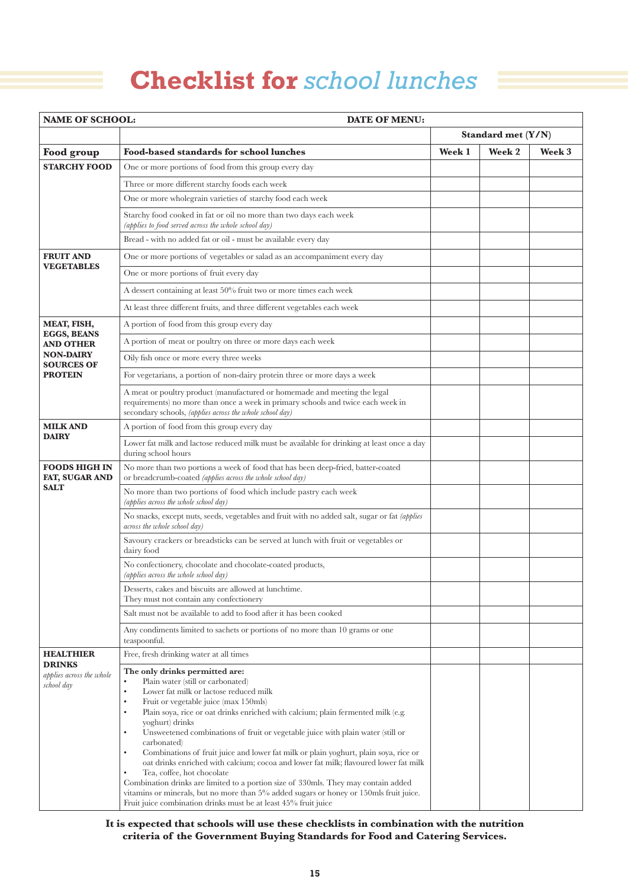# Checklist for *school lunches*

| NAME OF SCHOOL: | DATE OF MENU: | | | |
|---|---|---|---|---|
| | | Standard met (Y/N) | | |
| **Food group** | **Food-based standards for school lunches** | **Week 1** | **Week 2** | **Week 3** |
| **STARCHY FOOD** | One or more portions of food from this group every day | | | |
| | Three or more different starchy foods each week | | | |
| | One or more wholegrain varieties of starchy food each week | | | |
| | Starchy food cooked in fat or oil no more than two days each week *(applies to food served across the whole school day)* | | | |
| | Bread - with no added fat or oil - must be available every day | | | |
| **FRUIT AND VEGETABLES** | One or more portions of vegetables or salad as an accompaniment every day | | | |
| | One or more portions of fruit every day | | | |
| | A dessert containing at least 50% fruit two or more times each week | | | |
| | At least three different fruits, and three different vegetables each week | | | |
| **MEAT, FISH, EGGS, BEANS AND OTHER NON-DAIRY SOURCES OF PROTEIN** | A portion of food from this group every day | | | |
| | A portion of meat or poultry on three or more days each week | | | |
| | Oily fish once or more every three weeks | | | |
| | For vegetarians, a portion of non-dairy protein three or more days a week | | | |
| | A meat or poultry product (manufactured or homemade and meeting the legal requirements) no more than once a week in primary schools and twice each week in secondary schools, *(applies across the whole school day)* | | | |
| **MILK AND DAIRY** | A portion of food from this group every day | | | |
| | Lower fat milk and lactose reduced milk must be available for drinking at least once a day during school hours | | | |
| **FOODS HIGH IN FAT, SUGAR AND SALT** | No more than two portions a week of food that has been deep-fried, batter-coated or breadcrumb-coated *(applies across the whole school day)* | | | |
| | No more than two portions of food which include pastry each week *(applies across the whole school day)* | | | |
| | No snacks, except nuts, seeds, vegetables and fruit with no added salt, sugar or fat *(applies across the whole school day)* | | | |
| | Savoury crackers or breadsticks can be served at lunch with fruit or vegetables or dairy food | | | |
| | No confectionery, chocolate and chocolate-coated products, *(applies across the whole school day)* | | | |
| | Desserts, cakes and biscuits are allowed at lunchtime. They must not contain any confectionery | | | |
| | Salt must not be available to add to food after it has been cooked | | | |
| | Any condiments limited to sachets or portions of no more than 10 grams or one teaspoonful. | | | |
| **HEALTHIER DRINKS** *applies across the whole school day* | Free, fresh drinking water at all times | | | |
| | **The only drinks permitted are:** <br>• Plain water (still or carbonated) <br>• Lower fat milk or lactose reduced milk <br>• Fruit or vegetable juice (max 150mls) <br>• Plain soya, rice or oat drinks enriched with calcium; plain fermented milk (e.g. yoghurt) drinks <br>• Unsweetened combinations of fruit or vegetable juice with plain water (still or carbonated) <br>• Combinations of fruit juice and lower fat milk or plain yoghurt, plain soya, rice or oat drinks enriched with calcium; cocoa and lower fat milk; flavoured lower fat milk <br>• Tea, coffee, hot chocolate <br>Combination drinks are limited to a portion size of 330mls. They may contain added vitamins or minerals, but no more than 5% added sugars or honey or 150mls fruit juice. Fruit juice combination drinks must be at least 45% fruit juice | | | |

**It is expected that schools will use these checklists in combination with the nutrition criteria of the Government Buying Standards for Food and Catering Services.**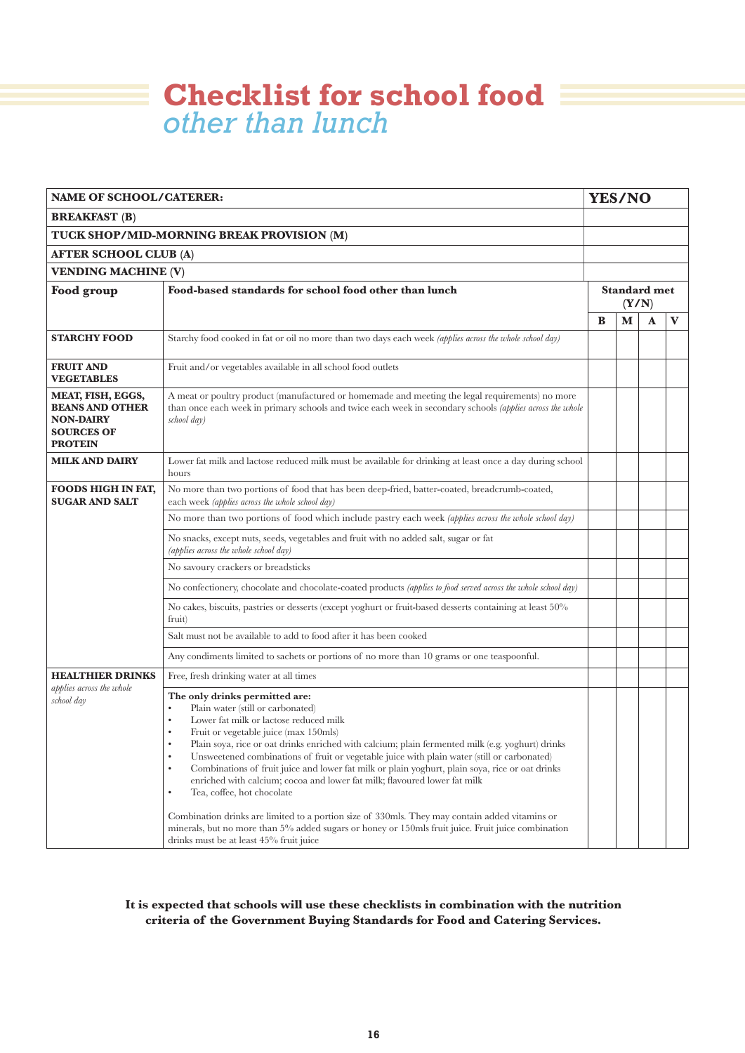# Checklist for school food *other than lunch*

| NAME OF SCHOOL/CATERER: | | YES/NO | | | |
|---|---|---|---|---|---|
| **BREAKFAST (B)** | | | | | |
| **TUCK SHOP/MID-MORNING BREAK PROVISION (M)** | | | | | |
| **AFTER SCHOOL CLUB (A)** | | | | | |
| **VENDING MACHINE (V)** | | | | | |
| **Food group** | **Food-based standards for school food other than lunch** | **Standard met (Y/N)** | | | |
| | | **B** | **M** | **A** | **V** |
| **STARCHY FOOD** | Starchy food cooked in fat or oil no more than two days each week *(applies across the whole school day)* | | | | |
| **FRUIT AND VEGETABLES** | Fruit and/or vegetables available in all school food outlets | | | | |
| **MEAT, FISH, EGGS, BEANS AND OTHER NON-DAIRY SOURCES OF PROTEIN** | A meat or poultry product (manufactured or homemade and meeting the legal requirements) no more than once each week in primary schools and twice each week in secondary schools *(applies across the whole school day)* | | | | |
| **MILK AND DAIRY** | Lower fat milk and lactose reduced milk must be available for drinking at least once a day during school hours | | | | |
| **FOODS HIGH IN FAT, SUGAR AND SALT** | No more than two portions of food that has been deep-fried, batter-coated, breadcrumb-coated, each week *(applies across the whole school day)* | | | | |
| | No more than two portions of food which include pastry each week *(applies across the whole school day)* | | | | |
| | No snacks, except nuts, seeds, vegetables and fruit with no added salt, sugar or fat *(applies across the whole school day)* | | | | |
| | No savoury crackers or breadsticks | | | | |
| | No confectionery, chocolate and chocolate-coated products *(applies to food served across the whole school day)* | | | | |
| | No cakes, biscuits, pastries or desserts (except yoghurt or fruit-based desserts containing at least 50% fruit) | | | | |
| | Salt must not be available to add to food after it has been cooked | | | | |
| | Any condiments limited to sachets or portions of no more than 10 grams or one teaspoonful. | | | | |
| **HEALTHIER DRINKS** *applies across the whole school day* | Free, fresh drinking water at all times | | | | |
| | **The only drinks permitted are:** • Plain water (still or carbonated) • Lower fat milk or lactose reduced milk • Fruit or vegetable juice (max 150mls) • Plain soya, rice or oat drinks enriched with calcium; plain fermented milk (e.g. yoghurt) drinks • Unsweetened combinations of fruit or vegetable juice with plain water (still or carbonated) • Combinations of fruit juice and lower fat milk or plain yoghurt, plain soya, rice or oat drinks enriched with calcium; cocoa and lower fat milk; flavoured lower fat milk • Tea, coffee, hot chocolate<br><br>Combination drinks are limited to a portion size of 330mls. They may contain added vitamins or minerals, but no more than 5% added sugars or honey or 150mls fruit juice. Fruit juice combination drinks must be at least 45% fruit juice | | | | |

**It is expected that schools will use these checklists in combination with the nutrition criteria of the Government Buying Standards for Food and Catering Services.**